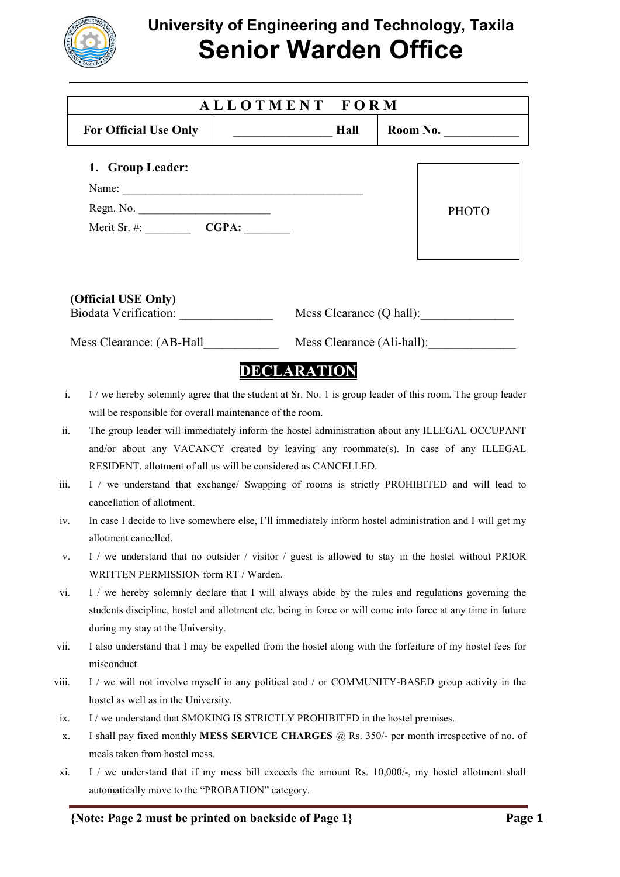# University of Engineering and Technology, Taxila

# Senior Warden Office

| ALLOTMENT FORM | | |
|---|---|---|
| **For Official Use Only** | ________________ **Hall** | **Room No.** ____________ |

**1. Group Leader:**

Name: __________________________________________

Regn. No. _______________________

Merit Sr. #: ________ **CGPA:** ________

PHOTO

**(Official USE Only)**

Biodata Verification: _______________ Mess Clearance (Q hall):_______________

Mess Clearance: (AB-Hall____________ Mess Clearance (Ali-hall):______________

## DECLARATION

i. I / we hereby solemnly agree that the student at Sr. No. 1 is group leader of this room. The group leader will be responsible for overall maintenance of the room.

ii. The group leader will immediately inform the hostel administration about any ILLEGAL OCCUPANT and/or about any VACANCY created by leaving any roommate(s). In case of any ILLEGAL RESIDENT, allotment of all us will be considered as CANCELLED.

iii. I / we understand that exchange/ Swapping of rooms is strictly PROHIBITED and will lead to cancellation of allotment.

iv. In case I decide to live somewhere else, I'll immediately inform hostel administration and I will get my allotment cancelled.

v. I / we understand that no outsider / visitor / guest is allowed to stay in the hostel without PRIOR WRITTEN PERMISSION form RT / Warden.

vi. I / we hereby solemnly declare that I will always abide by the rules and regulations governing the students discipline, hostel and allotment etc. being in force or will come into force at any time in future during my stay at the University.

vii. I also understand that I may be expelled from the hostel along with the forfeiture of my hostel fees for misconduct.

viii. I / we will not involve myself in any political and / or COMMUNITY-BASED group activity in the hostel as well as in the University.

ix. I / we understand that SMOKING IS STRICTLY PROHIBITED in the hostel premises.

x. I shall pay fixed monthly **MESS SERVICE CHARGES** @ Rs. 350/- per month irrespective of no. of meals taken from hostel mess.

xi. I / we understand that if my mess bill exceeds the amount Rs. 10,000/-, my hostel allotment shall automatically move to the "PROBATION" category.

**{Note: Page 2 must be printed on backside of Page 1}**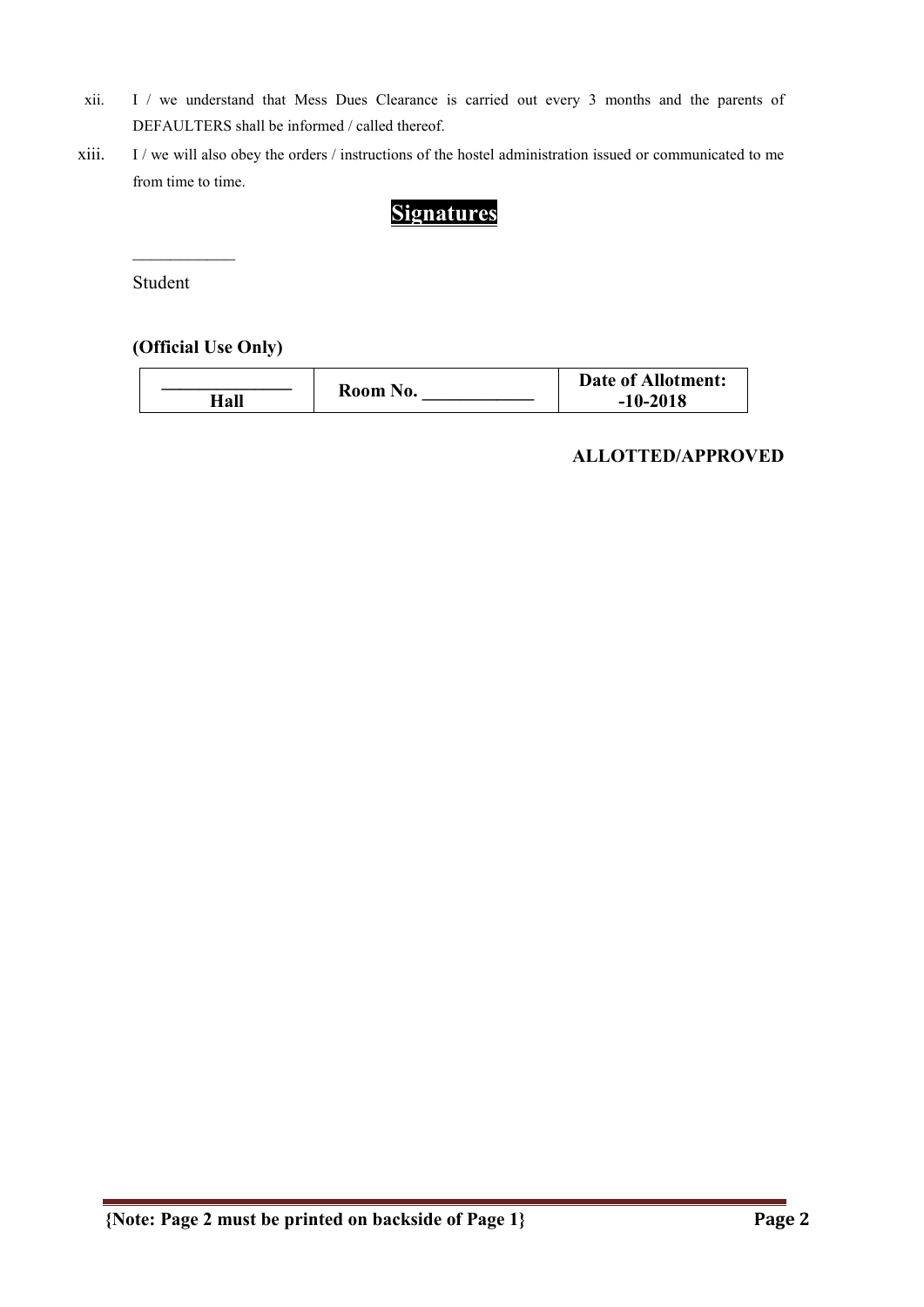xii. I / we understand that Mess Dues Clearance is carried out every 3 months and the parents of DEFAULTERS shall be informed / called thereof.

xiii. I / we will also obey the orders / instructions of the hostel administration issued or communicated to me from time to time.

## Signatures

____________

Student

**(Official Use Only)**

| | | |
|---|---|---|
| **______________ Hall** | **Room No. ____________** | **Date of Allotment: -10-2018** |

**ALLOTTED/APPROVED**

**{Note: Page 2 must be printed on backside of Page 1}**